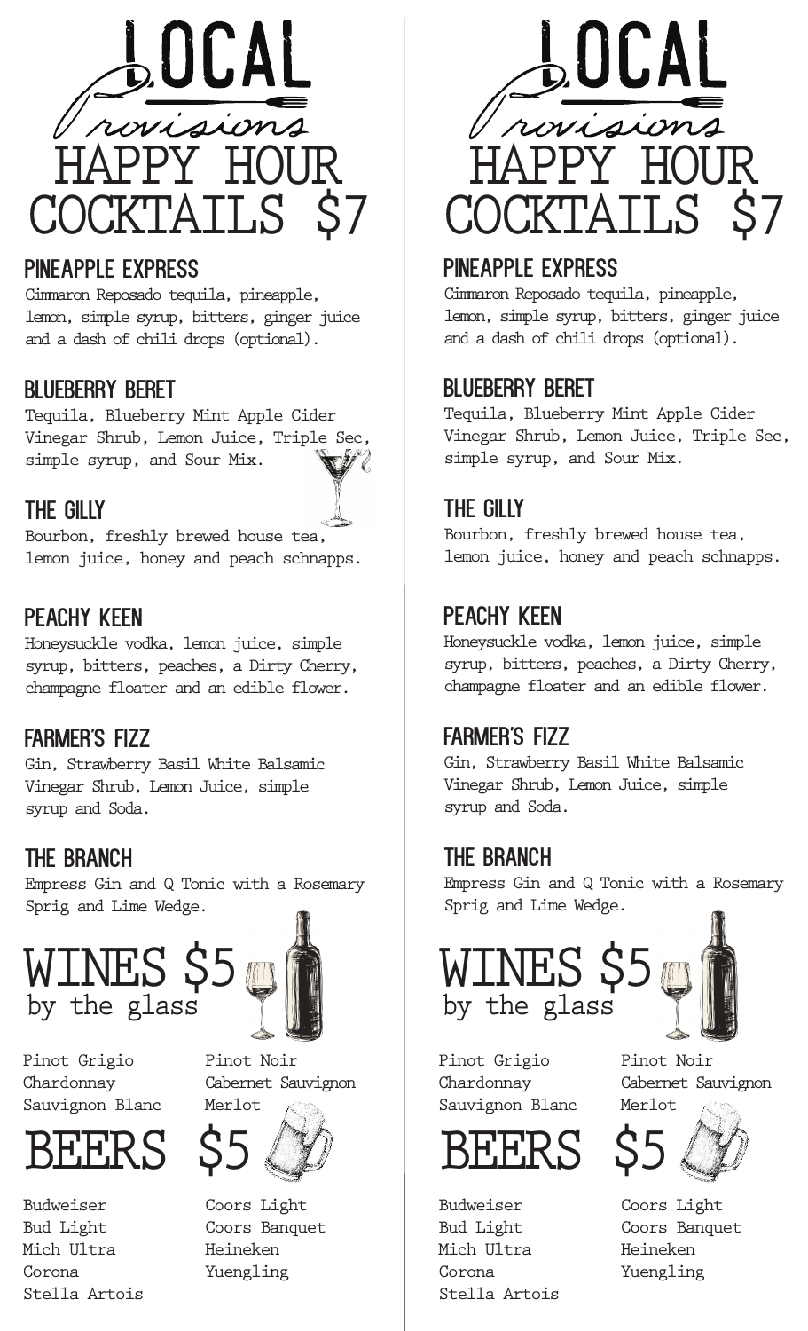# LOCAL Provisions

## HAPPY HOUR COCKTAILS $7

### PINEAPPLE EXPRESS
Cimmaron Reposado tequila, pineapple, lemon, simple syrup, bitters, ginger juice and a dash of chili drops (optional).

### BLUEBERRY BERET
Tequila, Blueberry Mint Apple Cider Vinegar Shrub, Lemon Juice, Triple Sec, simple syrup, and Sour Mix.

### THE GILLY
Bourbon, freshly brewed house tea, lemon juice, honey and peach schnapps.

### PEACHY KEEN
Honeysuckle vodka, lemon juice, simple syrup, bitters, peaches, a Dirty Cherry, champagne floater and an edible flower.

### FARMER'S FIZZ
Gin, Strawberry Basil White Balsamic Vinegar Shrub, Lemon Juice, simple syrup and Soda.

### THE BRANCH
Empress Gin and Q Tonic with a Rosemary Sprig and Lime Wedge.

## WINES $5
by the glass

Pinot Grigio
Chardonnay
Sauvignon Blanc
Pinot Noir
Cabernet Sauvignon
Merlot

## BEERS $5

Budweiser
Bud Light
Mich Ultra
Corona
Stella Artois
Coors Light
Coors Banquet
Heineken
Yuengling

# LOCAL Provisions

## HAPPY HOUR COCKTAILS $7

### PINEAPPLE EXPRESS
Cimmaron Reposado tequila, pineapple, lemon, simple syrup, bitters, ginger juice and a dash of chili drops (optional).

### BLUEBERRY BERET
Tequila, Blueberry Mint Apple Cider Vinegar Shrub, Lemon Juice, Triple Sec, simple syrup, and Sour Mix.

### THE GILLY
Bourbon, freshly brewed house tea, lemon juice, honey and peach schnapps.

### PEACHY KEEN
Honeysuckle vodka, lemon juice, simple syrup, bitters, peaches, a Dirty Cherry, champagne floater and an edible flower.

### FARMER'S FIZZ
Gin, Strawberry Basil White Balsamic Vinegar Shrub, Lemon Juice, simple syrup and Soda.

### THE BRANCH
Empress Gin and Q Tonic with a Rosemary Sprig and Lime Wedge.

## WINES $5
by the glass

Pinot Grigio
Chardonnay
Sauvignon Blanc
Pinot Noir
Cabernet Sauvignon
Merlot

## BEERS $5

Budweiser
Bud Light
Mich Ultra
Corona
Stella Artois
Coors Light
Coors Banquet
Heineken
Yuengling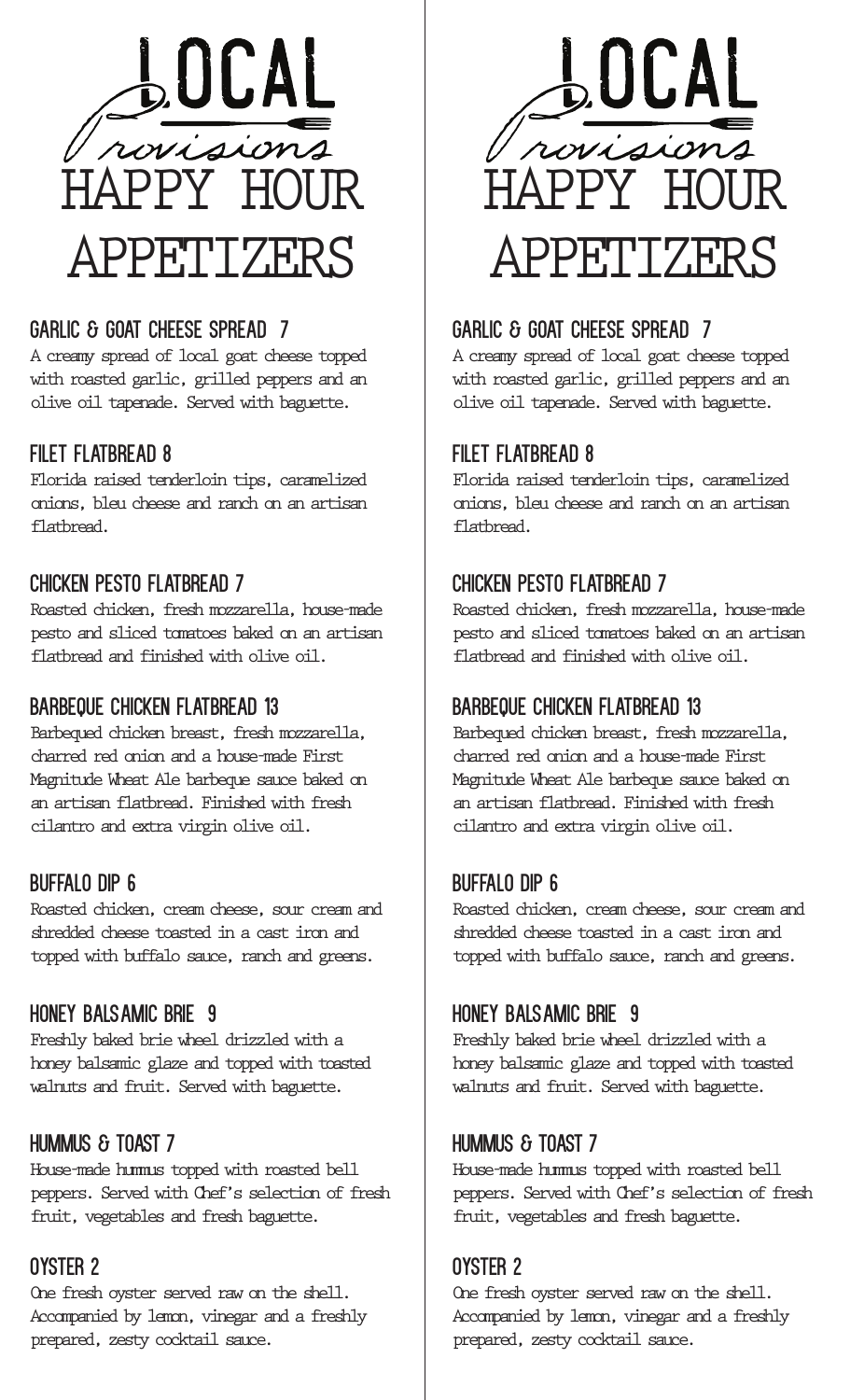# LOCAL Provisions

# HAPPY HOUR APPETIZERS

### GARLIC & GOAT CHEESE SPREAD 7

A creamy spread of local goat cheese topped with roasted garlic, grilled peppers and an olive oil tapenade. Served with baguette.

### FILET FLATBREAD 8

Florida raised tenderloin tips, caramelized onions, bleu cheese and ranch on an artisan flatbread.

### CHICKEN PESTO FLATBREAD 7

Roasted chicken, fresh mozzarella, house-made pesto and sliced tomatoes baked on an artisan flatbread and finished with olive oil.

### BARBEQUE CHICKEN FLATBREAD 13

Barbequed chicken breast, fresh mozzarella, charred red onion and a house-made First Magnitude Wheat Ale barbeque sauce baked on an artisan flatbread. Finished with fresh cilantro and extra virgin olive oil.

### BUFFALO DIP 6

Roasted chicken, cream cheese, sour cream and shredded cheese toasted in a cast iron and topped with buffalo sauce, ranch and greens.

### HONEY BALSAMIC BRIE 9

Freshly baked brie wheel drizzled with a honey balsamic glaze and topped with toasted walnuts and fruit. Served with baguette.

### HUMMUS & TOAST 7

House-made hummus topped with roasted bell peppers. Served with Chef's selection of fresh fruit, vegetables and fresh baguette.

### OYSTER 2

One fresh oyster served raw on the shell. Accompanied by lemon, vinegar and a freshly prepared, zesty cocktail sauce.

# LOCAL Provisions

# HAPPY HOUR APPETIZERS

### GARLIC & GOAT CHEESE SPREAD 7

A creamy spread of local goat cheese topped with roasted garlic, grilled peppers and an olive oil tapenade. Served with baguette.

### FILET FLATBREAD 8

Florida raised tenderloin tips, caramelized onions, bleu cheese and ranch on an artisan flatbread.

### CHICKEN PESTO FLATBREAD 7

Roasted chicken, fresh mozzarella, house-made pesto and sliced tomatoes baked on an artisan flatbread and finished with olive oil.

### BARBEQUE CHICKEN FLATBREAD 13

Barbequed chicken breast, fresh mozzarella, charred red onion and a house-made First Magnitude Wheat Ale barbeque sauce baked on an artisan flatbread. Finished with fresh cilantro and extra virgin olive oil.

### BUFFALO DIP 6

Roasted chicken, cream cheese, sour cream and shredded cheese toasted in a cast iron and topped with buffalo sauce, ranch and greens.

### HONEY BALSAMIC BRIE 9

Freshly baked brie wheel drizzled with a honey balsamic glaze and topped with toasted walnuts and fruit. Served with baguette.

### HUMMUS & TOAST 7

House-made hummus topped with roasted bell peppers. Served with Chef's selection of fresh fruit, vegetables and fresh baguette.

### OYSTER 2

One fresh oyster served raw on the shell. Accompanied by lemon, vinegar and a freshly prepared, zesty cocktail sauce.